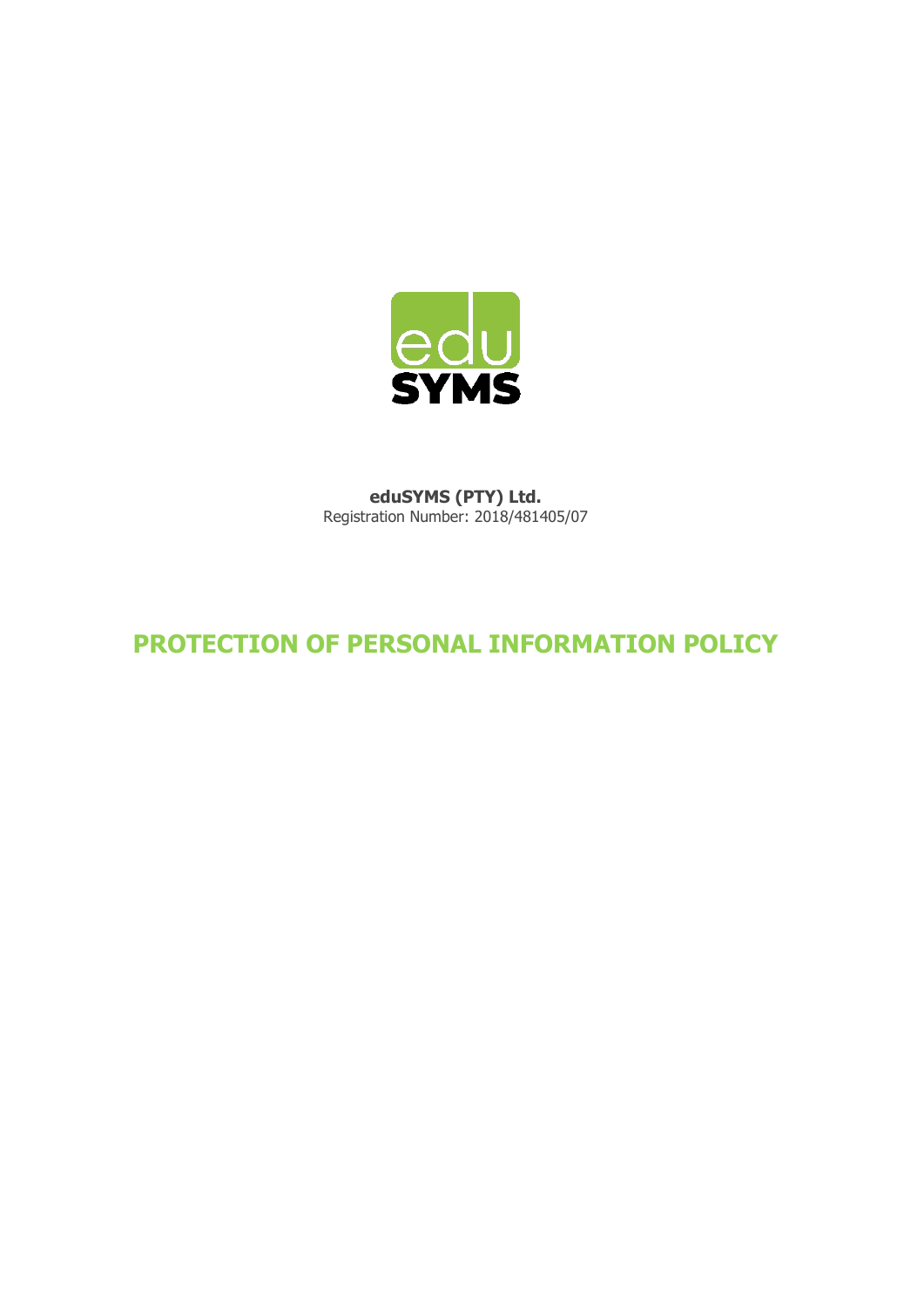**eduSYMS (PTY) Ltd.**
Registration Number: 2018/481405/07

# PROTECTION OF PERSONAL INFORMATION POLICY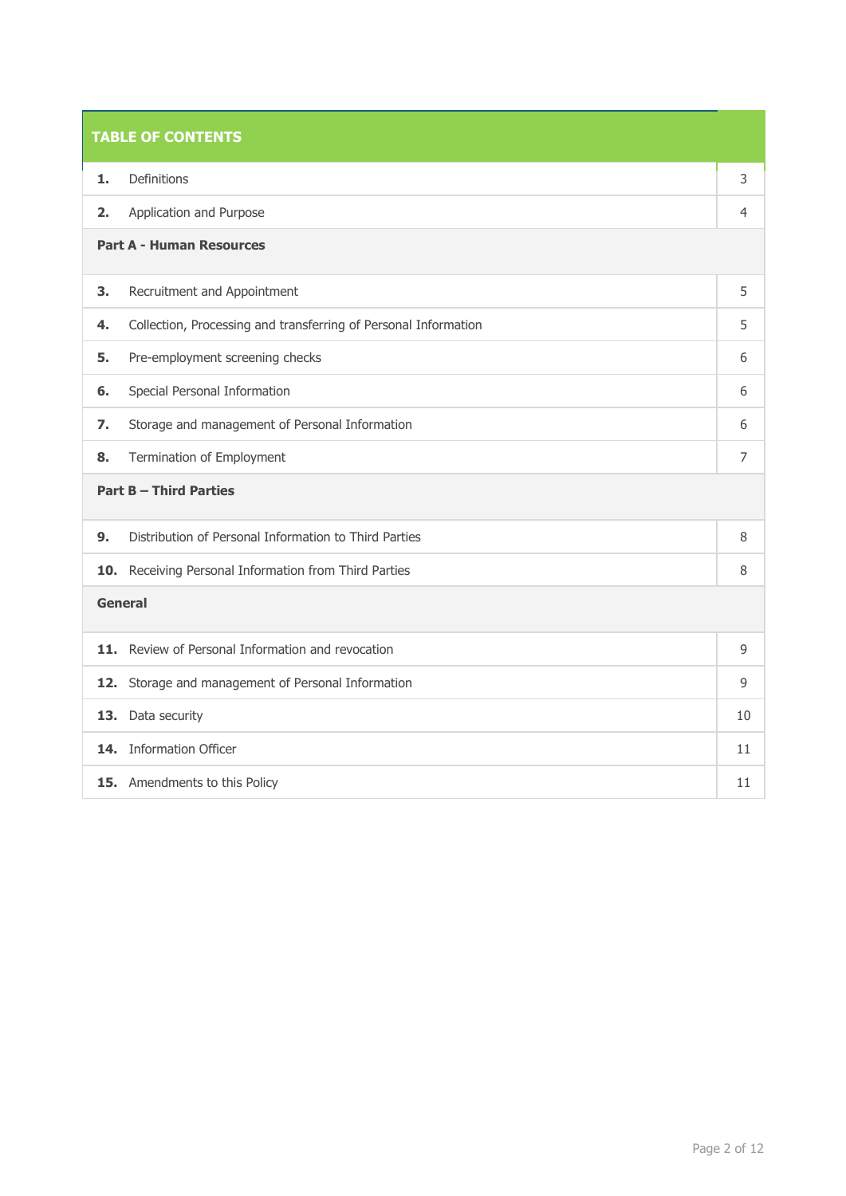| TABLE OF CONTENTS | | |
|---|---|---|
| **1.** | Definitions | 3 |
| **2.** | Application and Purpose | 4 |
| **Part A - Human Resources** | | |
| **3.** | Recruitment and Appointment | 5 |
| **4.** | Collection, Processing and transferring of Personal Information | 5 |
| **5.** | Pre-employment screening checks | 6 |
| **6.** | Special Personal Information | 6 |
| **7.** | Storage and management of Personal Information | 6 |
| **8.** | Termination of Employment | 7 |
| **Part B – Third Parties** | | |
| **9.** | Distribution of Personal Information to Third Parties | 8 |
| **10.** | Receiving Personal Information from Third Parties | 8 |
| **General** | | |
| **11.** | Review of Personal Information and revocation | 9 |
| **12.** | Storage and management of Personal Information | 9 |
| **13.** | Data security | 10 |
| **14.** | Information Officer | 11 |
| **15.** | Amendments to this Policy | 11 |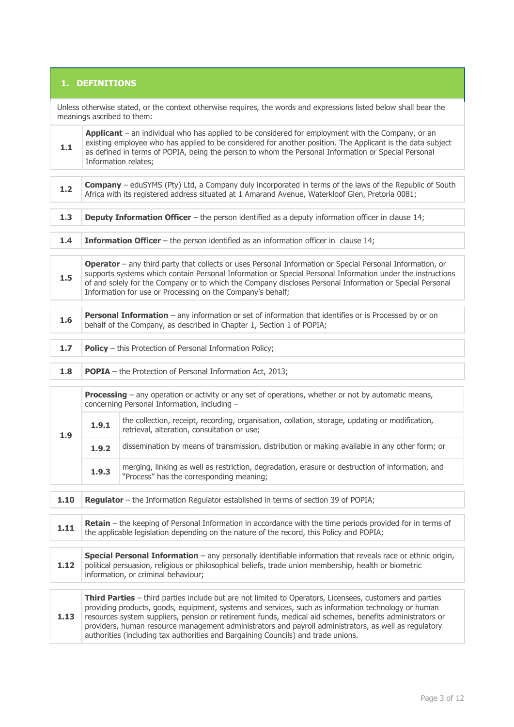## 1. DEFINITIONS

Unless otherwise stated, or the context otherwise requires, the words and expressions listed below shall bear the meanings ascribed to them:

**1.1** **Applicant** – an individual who has applied to be considered for employment with the Company, or an existing employee who has applied to be considered for another position. The Applicant is the data subject as defined in terms of POPIA, being the person to whom the Personal Information or Special Personal Information relates;

**1.2** **Company** – eduSYMS (Pty) Ltd, a Company duly incorporated in terms of the laws of the Republic of South Africa with its registered address situated at 1 Amarand Avenue, Waterkloof Glen, Pretoria 0081;

**1.3** **Deputy Information Officer** – the person identified as a deputy information officer in clause 14;

**1.4** **Information Officer** – the person identified as an information officer in clause 14;

**1.5** **Operator** – any third party that collects or uses Personal Information or Special Personal Information, or supports systems which contain Personal Information or Special Personal Information under the instructions of and solely for the Company or to which the Company discloses Personal Information or Special Personal Information for use or Processing on the Company's behalf;

**1.6** **Personal Information** – any information or set of information that identifies or is Processed by or on behalf of the Company, as described in Chapter 1, Section 1 of POPIA;

**1.7** **Policy** – this Protection of Personal Information Policy;

**1.8** **POPIA** – the Protection of Personal Information Act, 2013;

**1.9** **Processing** – any operation or activity or any set of operations, whether or not by automatic means, concerning Personal Information, including –

- **1.9.1** the collection, receipt, recording, organisation, collation, storage, updating or modification, retrieval, alteration, consultation or use;
- **1.9.2** dissemination by means of transmission, distribution or making available in any other form; or
- **1.9.3** merging, linking as well as restriction, degradation, erasure or destruction of information, and "Process" has the corresponding meaning;

**1.10** **Regulator** – the Information Regulator established in terms of section 39 of POPIA;

**1.11** **Retain** – the keeping of Personal Information in accordance with the time periods provided for in terms of the applicable legislation depending on the nature of the record, this Policy and POPIA;

**1.12** **Special Personal Information** – any personally identifiable information that reveals race or ethnic origin, political persuasion, religious or philosophical beliefs, trade union membership, health or biometric information, or criminal behaviour;

**1.13** **Third Parties** – third parties include but are not limited to Operators, Licensees, customers and parties providing products, goods, equipment, systems and services, such as information technology or human resources system suppliers, pension or retirement funds, medical aid schemes, benefits administrators or providers, human resource management administrators and payroll administrators, as well as regulatory authorities (including tax authorities and Bargaining Councils) and trade unions.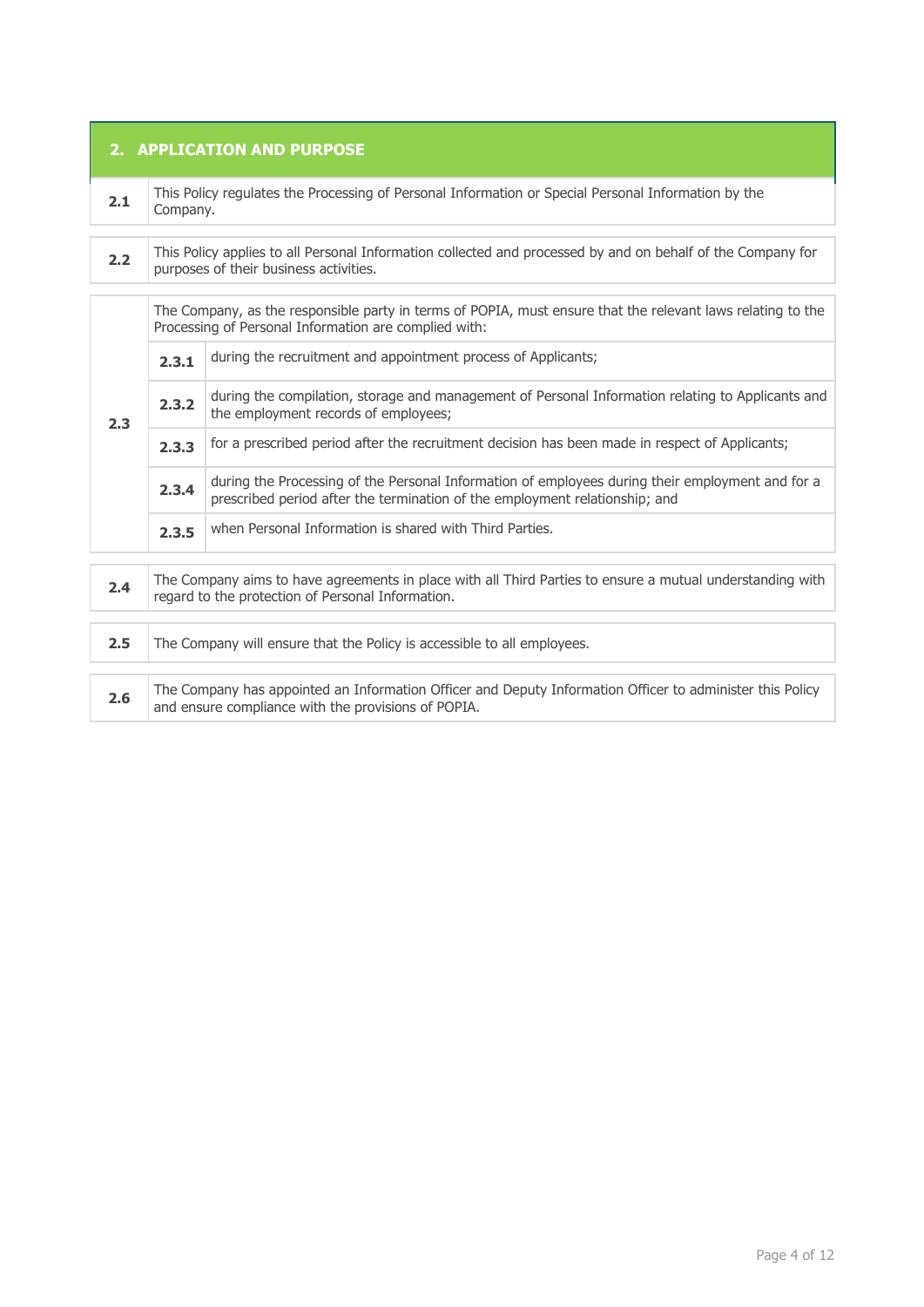## 2. APPLICATION AND PURPOSE

**2.1** This Policy regulates the Processing of Personal Information or Special Personal Information by the Company.

**2.2** This Policy applies to all Personal Information collected and processed by and on behalf of the Company for purposes of their business activities.

**2.3** The Company, as the responsible party in terms of POPIA, must ensure that the relevant laws relating to the Processing of Personal Information are complied with:

- **2.3.1** during the recruitment and appointment process of Applicants;
- **2.3.2** during the compilation, storage and management of Personal Information relating to Applicants and the employment records of employees;
- **2.3.3** for a prescribed period after the recruitment decision has been made in respect of Applicants;
- **2.3.4** during the Processing of the Personal Information of employees during their employment and for a prescribed period after the termination of the employment relationship; and
- **2.3.5** when Personal Information is shared with Third Parties.

**2.4** The Company aims to have agreements in place with all Third Parties to ensure a mutual understanding with regard to the protection of Personal Information.

**2.5** The Company will ensure that the Policy is accessible to all employees.

**2.6** The Company has appointed an Information Officer and Deputy Information Officer to administer this Policy and ensure compliance with the provisions of POPIA.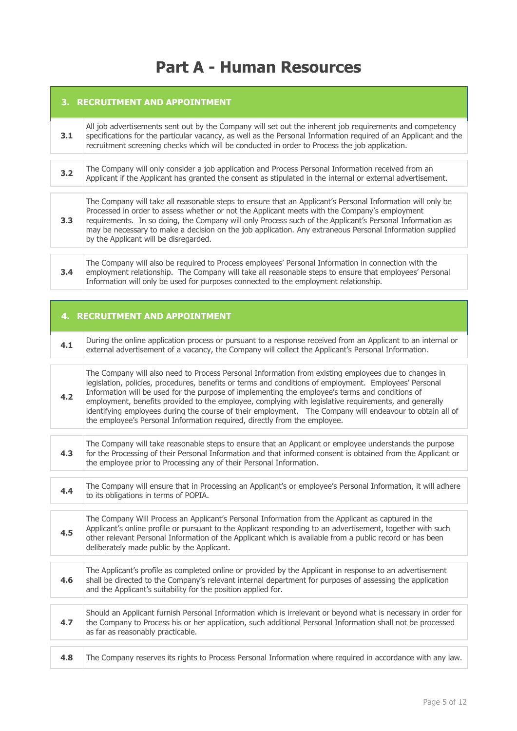# Part A - Human Resources

## 3. RECRUITMENT AND APPOINTMENT

| | |
|---|---|
| **3.1** | All job advertisements sent out by the Company will set out the inherent job requirements and competency specifications for the particular vacancy, as well as the Personal Information required of an Applicant and the recruitment screening checks which will be conducted in order to Process the job application. |
| **3.2** | The Company will only consider a job application and Process Personal Information received from an Applicant if the Applicant has granted the consent as stipulated in the internal or external advertisement. |
| **3.3** | The Company will take all reasonable steps to ensure that an Applicant's Personal Information will only be Processed in order to assess whether or not the Applicant meets with the Company's employment requirements. In so doing, the Company will only Process such of the Applicant's Personal Information as may be necessary to make a decision on the job application. Any extraneous Personal Information supplied by the Applicant will be disregarded. |
| **3.4** | The Company will also be required to Process employees' Personal Information in connection with the employment relationship. The Company will take all reasonable steps to ensure that employees' Personal Information will only be used for purposes connected to the employment relationship. |

## 4. RECRUITMENT AND APPOINTMENT

| | |
|---|---|
| **4.1** | During the online application process or pursuant to a response received from an Applicant to an internal or external advertisement of a vacancy, the Company will collect the Applicant's Personal Information. |
| **4.2** | The Company will also need to Process Personal Information from existing employees due to changes in legislation, policies, procedures, benefits or terms and conditions of employment. Employees' Personal Information will be used for the purpose of implementing the employee's terms and conditions of employment, benefits provided to the employee, complying with legislative requirements, and generally identifying employees during the course of their employment. The Company will endeavour to obtain all of the employee's Personal Information required, directly from the employee. |
| **4.3** | The Company will take reasonable steps to ensure that an Applicant or employee understands the purpose for the Processing of their Personal Information and that informed consent is obtained from the Applicant or the employee prior to Processing any of their Personal Information. |
| **4.4** | The Company will ensure that in Processing an Applicant's or employee's Personal Information, it will adhere to its obligations in terms of POPIA. |
| **4.5** | The Company Will Process an Applicant's Personal Information from the Applicant as captured in the Applicant's online profile or pursuant to the Applicant responding to an advertisement, together with such other relevant Personal Information of the Applicant which is available from a public record or has been deliberately made public by the Applicant. |
| **4.6** | The Applicant's profile as completed online or provided by the Applicant in response to an advertisement shall be directed to the Company's relevant internal department for purposes of assessing the application and the Applicant's suitability for the position applied for. |
| **4.7** | Should an Applicant furnish Personal Information which is irrelevant or beyond what is necessary in order for the Company to Process his or her application, such additional Personal Information shall not be processed as far as reasonably practicable. |
| **4.8** | The Company reserves its rights to Process Personal Information where required in accordance with any law. |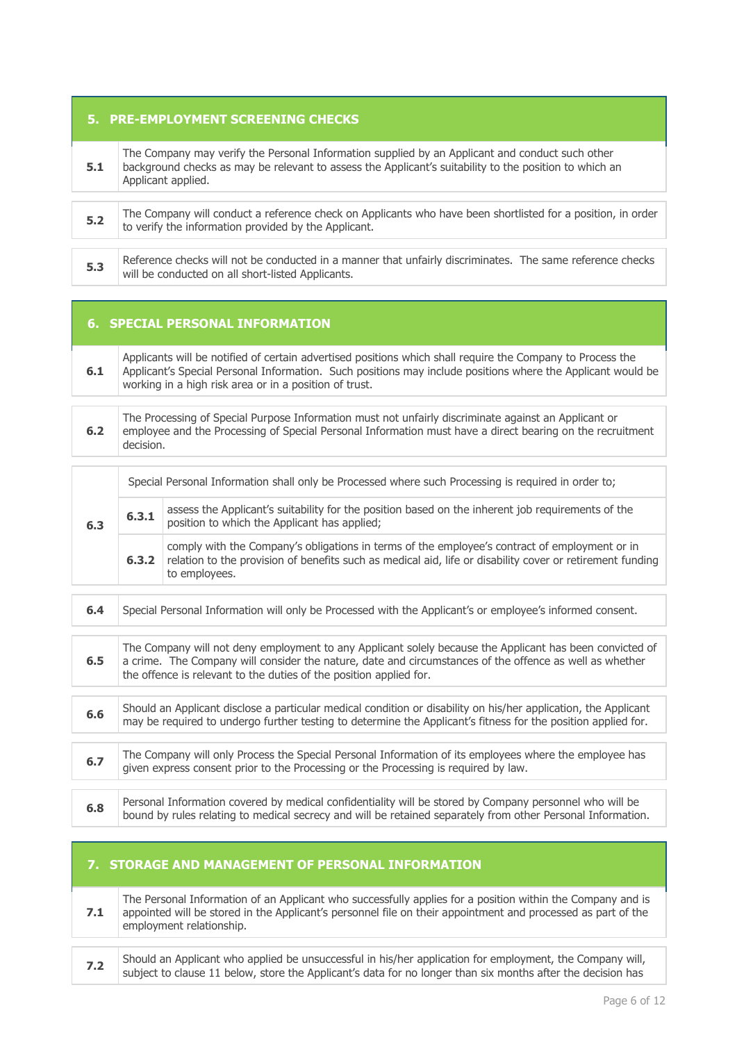## 5. PRE-EMPLOYMENT SCREENING CHECKS

| | |
|---|---|
| **5.1** | The Company may verify the Personal Information supplied by an Applicant and conduct such other background checks as may be relevant to assess the Applicant's suitability to the position to which an Applicant applied. |
| **5.2** | The Company will conduct a reference check on Applicants who have been shortlisted for a position, in order to verify the information provided by the Applicant. |
| **5.3** | Reference checks will not be conducted in a manner that unfairly discriminates. The same reference checks will be conducted on all short-listed Applicants. |

## 6. SPECIAL PERSONAL INFORMATION

| | |
|---|---|
| **6.1** | Applicants will be notified of certain advertised positions which shall require the Company to Process the Applicant's Special Personal Information. Such positions may include positions where the Applicant would be working in a high risk area or in a position of trust. |
| **6.2** | The Processing of Special Purpose Information must not unfairly discriminate against an Applicant or employee and the Processing of Special Personal Information must have a direct bearing on the recruitment decision. |

| | | |
|---|---|---|
| **6.3** | Special Personal Information shall only be Processed where such Processing is required in order to; | |
| | **6.3.1** | assess the Applicant's suitability for the position based on the inherent job requirements of the position to which the Applicant has applied; |
| | **6.3.2** | comply with the Company's obligations in terms of the employee's contract of employment or in relation to the provision of benefits such as medical aid, life or disability cover or retirement funding to employees. |

| | |
|---|---|
| **6.4** | Special Personal Information will only be Processed with the Applicant's or employee's informed consent. |
| **6.5** | The Company will not deny employment to any Applicant solely because the Applicant has been convicted of a crime. The Company will consider the nature, date and circumstances of the offence as well as whether the offence is relevant to the duties of the position applied for. |
| **6.6** | Should an Applicant disclose a particular medical condition or disability on his/her application, the Applicant may be required to undergo further testing to determine the Applicant's fitness for the position applied for. |
| **6.7** | The Company will only Process the Special Personal Information of its employees where the employee has given express consent prior to the Processing or the Processing is required by law. |
| **6.8** | Personal Information covered by medical confidentiality will be stored by Company personnel who will be bound by rules relating to medical secrecy and will be retained separately from other Personal Information. |

## 7. STORAGE AND MANAGEMENT OF PERSONAL INFORMATION

| | |
|---|---|
| **7.1** | The Personal Information of an Applicant who successfully applies for a position within the Company and is appointed will be stored in the Applicant's personnel file on their appointment and processed as part of the employment relationship. |
| **7.2** | Should an Applicant who applied be unsuccessful in his/her application for employment, the Company will, subject to clause 11 below, store the Applicant's data for no longer than six months after the decision has |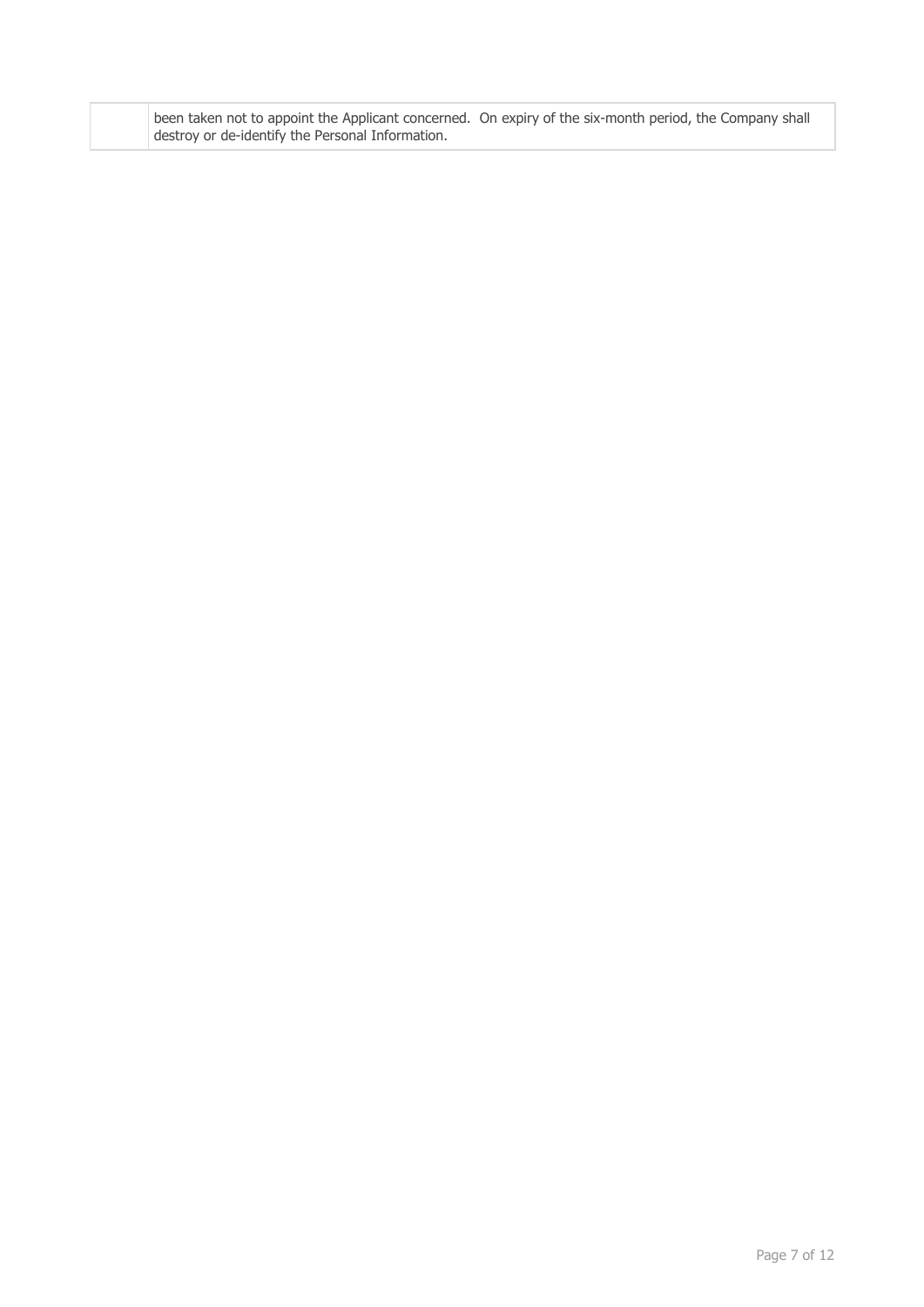|  | been taken not to appoint the Applicant concerned. On expiry of the six-month period, the Company shall destroy or de-identify the Personal Information. |
| --- | --- |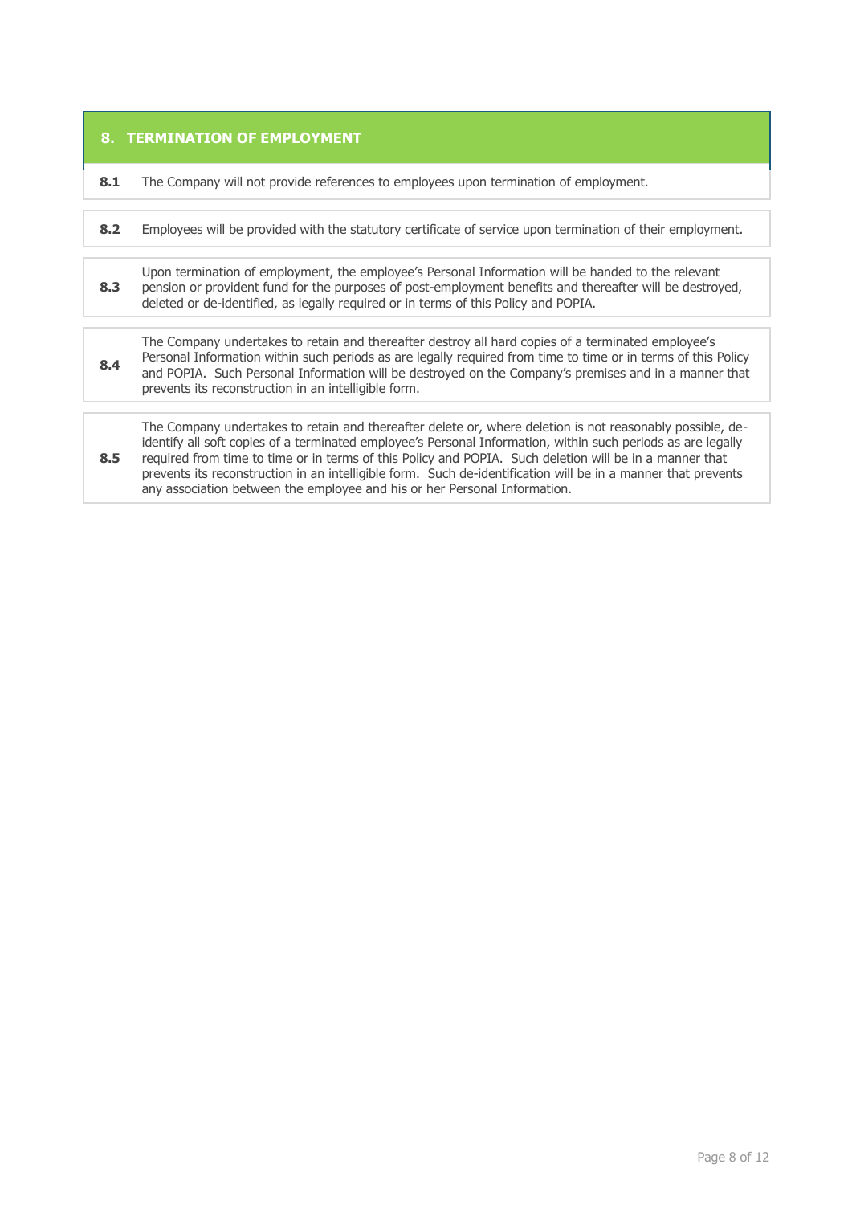## 8. TERMINATION OF EMPLOYMENT

| | |
|---|---|
| **8.1** | The Company will not provide references to employees upon termination of employment. |
| **8.2** | Employees will be provided with the statutory certificate of service upon termination of their employment. |
| **8.3** | Upon termination of employment, the employee's Personal Information will be handed to the relevant pension or provident fund for the purposes of post-employment benefits and thereafter will be destroyed, deleted or de-identified, as legally required or in terms of this Policy and POPIA. |
| **8.4** | The Company undertakes to retain and thereafter destroy all hard copies of a terminated employee's Personal Information within such periods as are legally required from time to time or in terms of this Policy and POPIA. Such Personal Information will be destroyed on the Company's premises and in a manner that prevents its reconstruction in an intelligible form. |
| **8.5** | The Company undertakes to retain and thereafter delete or, where deletion is not reasonably possible, de-identify all soft copies of a terminated employee's Personal Information, within such periods as are legally required from time to time or in terms of this Policy and POPIA. Such deletion will be in a manner that prevents its reconstruction in an intelligible form. Such de-identification will be in a manner that prevents any association between the employee and his or her Personal Information. |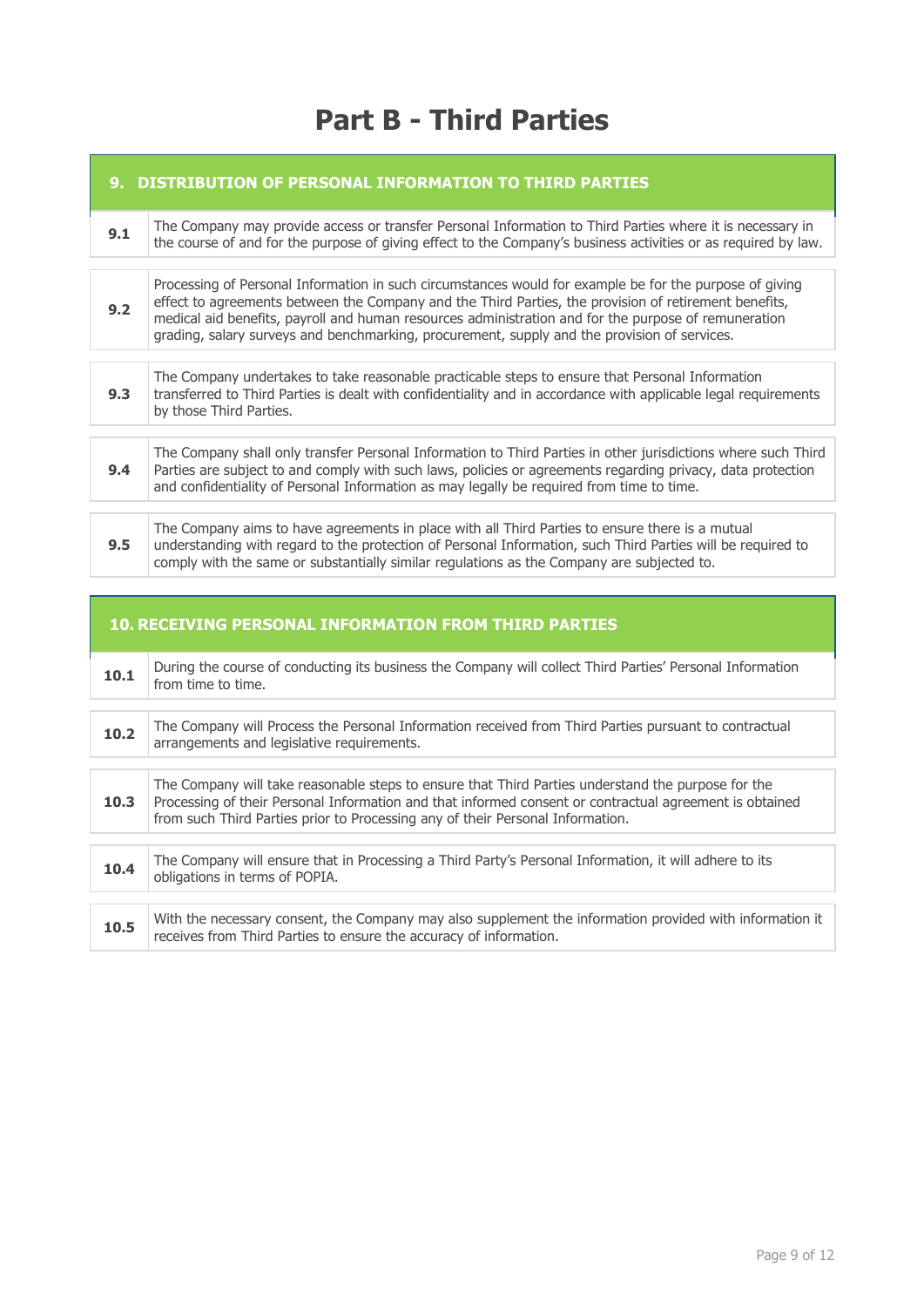# Part B - Third Parties

## 9. DISTRIBUTION OF PERSONAL INFORMATION TO THIRD PARTIES

| | |
|---|---|
| **9.1** | The Company may provide access or transfer Personal Information to Third Parties where it is necessary in the course of and for the purpose of giving effect to the Company's business activities or as required by law. |
| **9.2** | Processing of Personal Information in such circumstances would for example be for the purpose of giving effect to agreements between the Company and the Third Parties, the provision of retirement benefits, medical aid benefits, payroll and human resources administration and for the purpose of remuneration grading, salary surveys and benchmarking, procurement, supply and the provision of services. |
| **9.3** | The Company undertakes to take reasonable practicable steps to ensure that Personal Information transferred to Third Parties is dealt with confidentiality and in accordance with applicable legal requirements by those Third Parties. |
| **9.4** | The Company shall only transfer Personal Information to Third Parties in other jurisdictions where such Third Parties are subject to and comply with such laws, policies or agreements regarding privacy, data protection and confidentiality of Personal Information as may legally be required from time to time. |
| **9.5** | The Company aims to have agreements in place with all Third Parties to ensure there is a mutual understanding with regard to the protection of Personal Information, such Third Parties will be required to comply with the same or substantially similar regulations as the Company are subjected to. |

## 10. RECEIVING PERSONAL INFORMATION FROM THIRD PARTIES

| | |
|---|---|
| **10.1** | During the course of conducting its business the Company will collect Third Parties' Personal Information from time to time. |
| **10.2** | The Company will Process the Personal Information received from Third Parties pursuant to contractual arrangements and legislative requirements. |
| **10.3** | The Company will take reasonable steps to ensure that Third Parties understand the purpose for the Processing of their Personal Information and that informed consent or contractual agreement is obtained from such Third Parties prior to Processing any of their Personal Information. |
| **10.4** | The Company will ensure that in Processing a Third Party's Personal Information, it will adhere to its obligations in terms of POPIA. |
| **10.5** | With the necessary consent, the Company may also supplement the information provided with information it receives from Third Parties to ensure the accuracy of information. |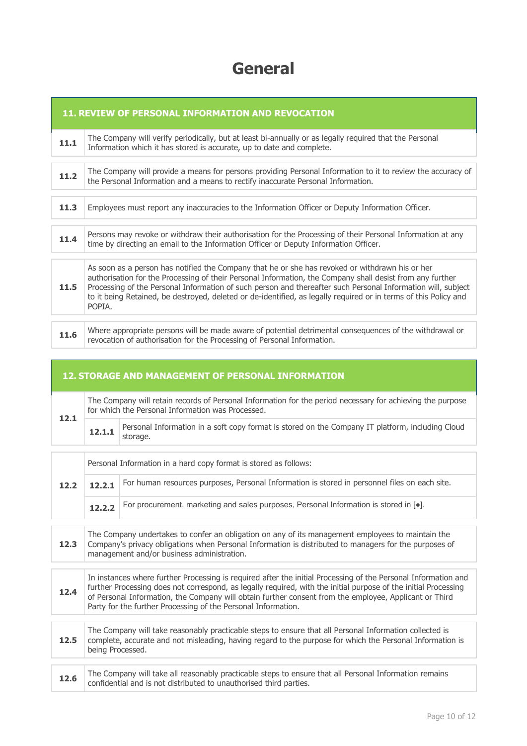# General

## 11. REVIEW OF PERSONAL INFORMATION AND REVOCATION

| | |
|---|---|
| **11.1** | The Company will verify periodically, but at least bi-annually or as legally required that the Personal Information which it has stored is accurate, up to date and complete. |
| **11.2** | The Company will provide a means for persons providing Personal Information to it to review the accuracy of the Personal Information and a means to rectify inaccurate Personal Information. |
| **11.3** | Employees must report any inaccuracies to the Information Officer or Deputy Information Officer. |
| **11.4** | Persons may revoke or withdraw their authorisation for the Processing of their Personal Information at any time by directing an email to the Information Officer or Deputy Information Officer. |
| **11.5** | As soon as a person has notified the Company that he or she has revoked or withdrawn his or her authorisation for the Processing of their Personal Information, the Company shall desist from any further Processing of the Personal Information of such person and thereafter such Personal Information will, subject to it being Retained, be destroyed, deleted or de-identified, as legally required or in terms of this Policy and POPIA. |
| **11.6** | Where appropriate persons will be made aware of potential detrimental consequences of the withdrawal or revocation of authorisation for the Processing of Personal Information. |

## 12. STORAGE AND MANAGEMENT OF PERSONAL INFORMATION

| | | |
|---|---|---|
| **12.1** | The Company will retain records of Personal Information for the period necessary for achieving the purpose for which the Personal Information was Processed. | |
| | **12.1.1** | Personal Information in a soft copy format is stored on the Company IT platform, including Cloud storage. |
| **12.2** | Personal Information in a hard copy format is stored as follows: | |
| | **12.2.1** | For human resources purposes, Personal Information is stored in personnel files on each site. |
| | **12.2.2** | For procurement, marketing and sales purposes, Personal Information is stored in [●]. |
| **12.3** | The Company undertakes to confer an obligation on any of its management employees to maintain the Company's privacy obligations when Personal Information is distributed to managers for the purposes of management and/or business administration. | |
| **12.4** | In instances where further Processing is required after the initial Processing of the Personal Information and further Processing does not correspond, as legally required, with the initial purpose of the initial Processing of Personal Information, the Company will obtain further consent from the employee, Applicant or Third Party for the further Processing of the Personal Information. | |
| **12.5** | The Company will take reasonably practicable steps to ensure that all Personal Information collected is complete, accurate and not misleading, having regard to the purpose for which the Personal Information is being Processed. | |
| **12.6** | The Company will take all reasonably practicable steps to ensure that all Personal Information remains confidential and is not distributed to unauthorised third parties. | |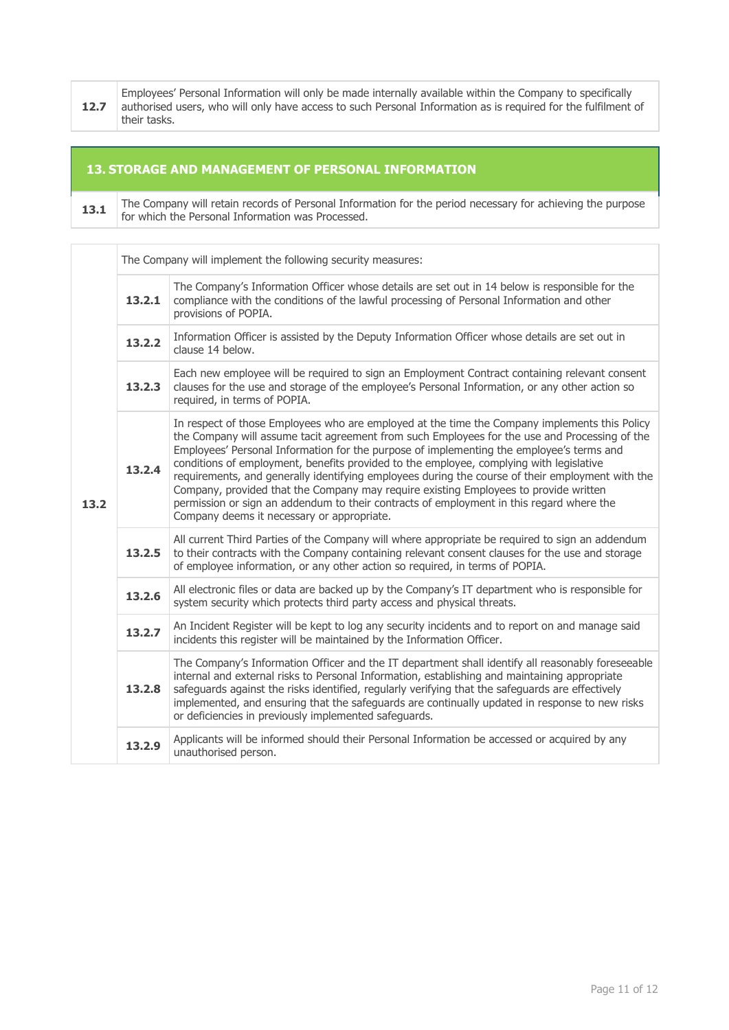| | |
|---|---|
| **12.7** | Employees' Personal Information will only be made internally available within the Company to specifically authorised users, who will only have access to such Personal Information as is required for the fulfilment of their tasks. |

## 13. STORAGE AND MANAGEMENT OF PERSONAL INFORMATION

| | |
|---|---|
| **13.1** | The Company will retain records of Personal Information for the period necessary for achieving the purpose for which the Personal Information was Processed. |

| | | |
|---|---|---|
| **13.2** | The Company will implement the following security measures: | |
| | **13.2.1** | The Company's Information Officer whose details are set out in 14 below is responsible for the compliance with the conditions of the lawful processing of Personal Information and other provisions of POPIA. |
| | **13.2.2** | Information Officer is assisted by the Deputy Information Officer whose details are set out in clause 14 below. |
| | **13.2.3** | Each new employee will be required to sign an Employment Contract containing relevant consent clauses for the use and storage of the employee's Personal Information, or any other action so required, in terms of POPIA. |
| | **13.2.4** | In respect of those Employees who are employed at the time the Company implements this Policy the Company will assume tacit agreement from such Employees for the use and Processing of the Employees' Personal Information for the purpose of implementing the employee's terms and conditions of employment, benefits provided to the employee, complying with legislative requirements, and generally identifying employees during the course of their employment with the Company, provided that the Company may require existing Employees to provide written permission or sign an addendum to their contracts of employment in this regard where the Company deems it necessary or appropriate. |
| | **13.2.5** | All current Third Parties of the Company will where appropriate be required to sign an addendum to their contracts with the Company containing relevant consent clauses for the use and storage of employee information, or any other action so required, in terms of POPIA. |
| | **13.2.6** | All electronic files or data are backed up by the Company's IT department who is responsible for system security which protects third party access and physical threats. |
| | **13.2.7** | An Incident Register will be kept to log any security incidents and to report on and manage said incidents this register will be maintained by the Information Officer. |
| | **13.2.8** | The Company's Information Officer and the IT department shall identify all reasonably foreseeable internal and external risks to Personal Information, establishing and maintaining appropriate safeguards against the risks identified, regularly verifying that the safeguards are effectively implemented, and ensuring that the safeguards are continually updated in response to new risks or deficiencies in previously implemented safeguards. |
| | **13.2.9** | Applicants will be informed should their Personal Information be accessed or acquired by any unauthorised person. |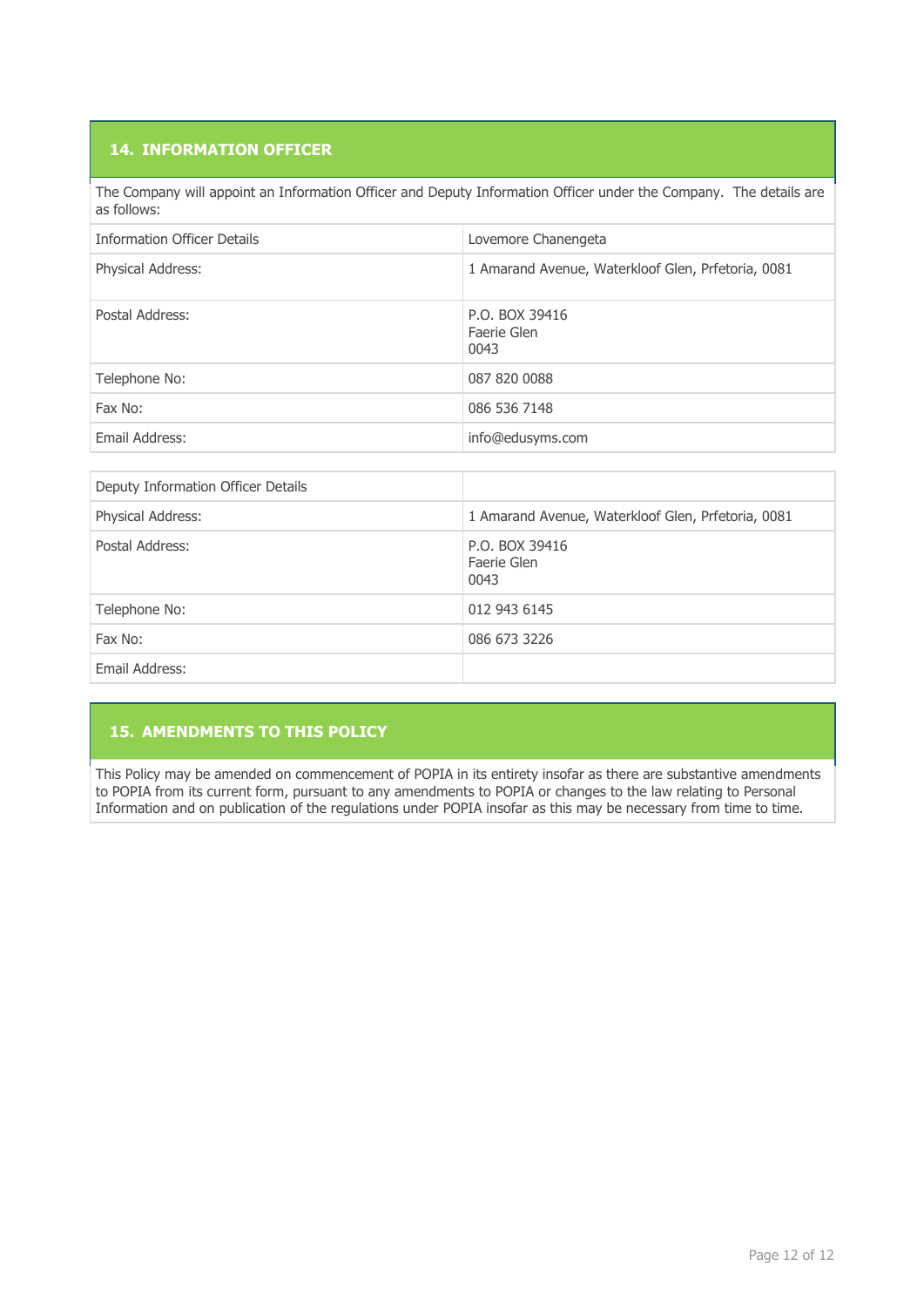## 14. INFORMATION OFFICER

The Company will appoint an Information Officer and Deputy Information Officer under the Company. The details are as follows:

| | |
|---|---|
| Information Officer Details | Lovemore Chanengeta |
| Physical Address: | 1 Amarand Avenue, Waterkloof Glen, Prfetoria, 0081 |
| Postal Address: | P.O. BOX 39416<br>Faerie Glen<br>0043 |
| Telephone No: | 087 820 0088 |
| Fax No: | 086 536 7148 |
| Email Address: | info@edusyms.com |

| | |
|---|---|
| Deputy Information Officer Details | |
| Physical Address: | 1 Amarand Avenue, Waterkloof Glen, Prfetoria, 0081 |
| Postal Address: | P.O. BOX 39416<br>Faerie Glen<br>0043 |
| Telephone No: | 012 943 6145 |
| Fax No: | 086 673 3226 |
| Email Address: | |

## 15. AMENDMENTS TO THIS POLICY

This Policy may be amended on commencement of POPIA in its entirety insofar as there are substantive amendments to POPIA from its current form, pursuant to any amendments to POPIA or changes to the law relating to Personal Information and on publication of the regulations under POPIA insofar as this may be necessary from time to time.